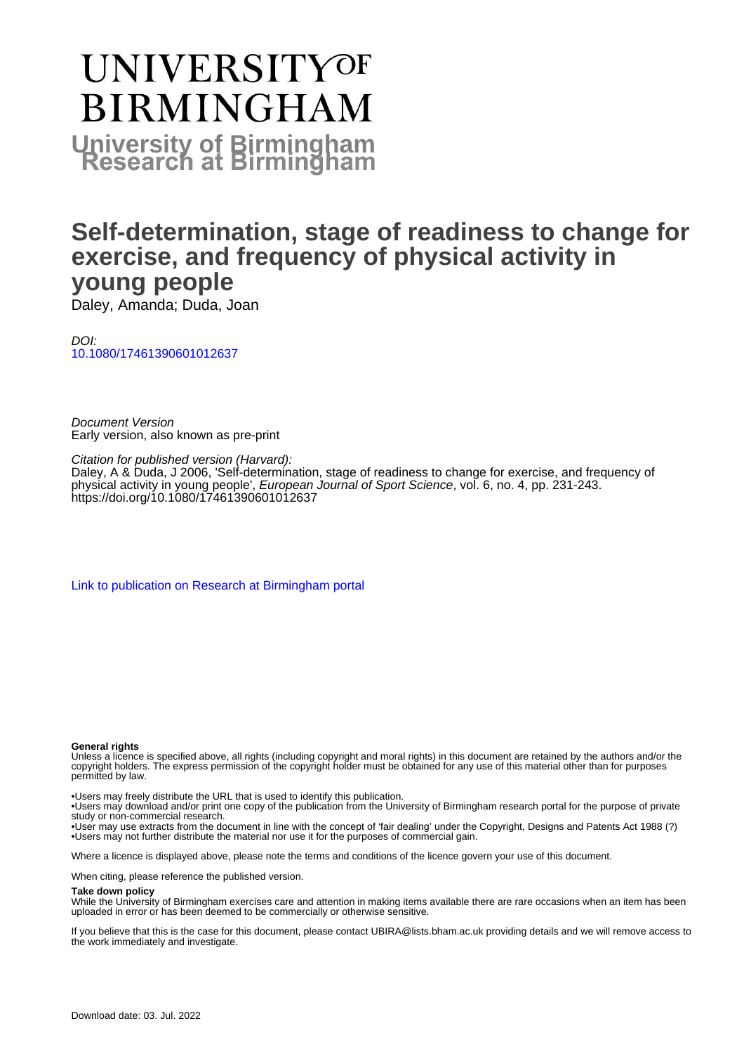# UNIVERSITY OF BIRMINGHAM

**University of Birmingham Research at Birmingham**

# Self-determination, stage of readiness to change for exercise, and frequency of physical activity in young people

Daley, Amanda; Duda, Joan

*DOI:*
10.1080/17461390601012637

*Document Version*
Early version, also known as pre-print

*Citation for published version (Harvard):*
Daley, A & Duda, J 2006, 'Self-determination, stage of readiness to change for exercise, and frequency of physical activity in young people', *European Journal of Sport Science*, vol. 6, no. 4, pp. 231-243. https://doi.org/10.1080/17461390601012637

Link to publication on Research at Birmingham portal

**General rights**

Unless a licence is specified above, all rights (including copyright and moral rights) in this document are retained by the authors and/or the copyright holders. The express permission of the copyright holder must be obtained for any use of this material other than for purposes permitted by law.

•Users may freely distribute the URL that is used to identify this publication.
•Users may download and/or print one copy of the publication from the University of Birmingham research portal for the purpose of private study or non-commercial research.
•User may use extracts from the document in line with the concept of 'fair dealing' under the Copyright, Designs and Patents Act 1988 (?)
•Users may not further distribute the material nor use it for the purposes of commercial gain.

Where a licence is displayed above, please note the terms and conditions of the licence govern your use of this document.

When citing, please reference the published version.

**Take down policy**

While the University of Birmingham exercises care and attention in making items available there are rare occasions when an item has been uploaded in error or has been deemed to be commercially or otherwise sensitive.

If you believe that this is the case for this document, please contact UBIRA@lists.bham.ac.uk providing details and we will remove access to the work immediately and investigate.

Download date: 03. Jul. 2022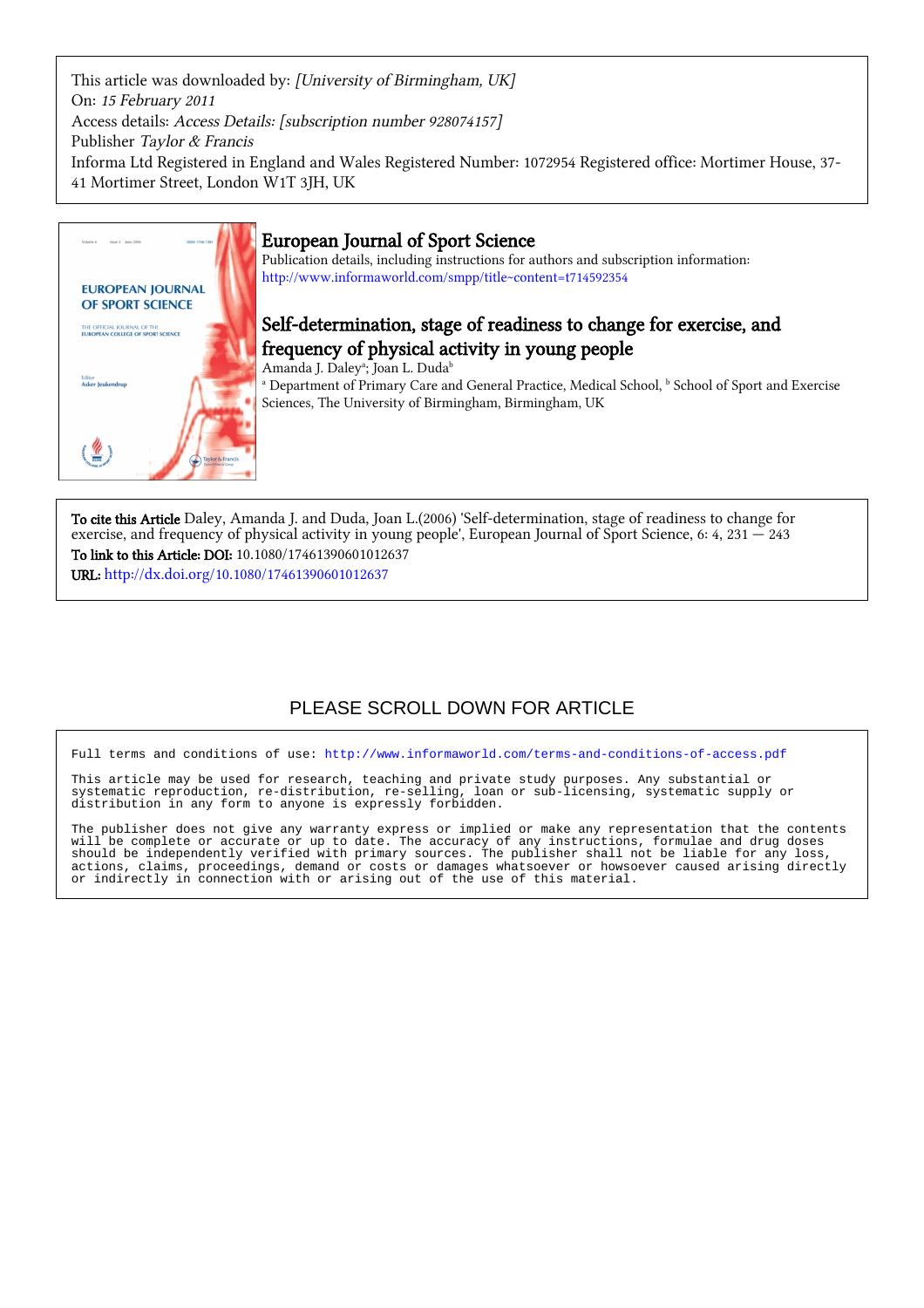This article was downloaded by: *[University of Birmingham, UK]*
On: *15 February 2011*
Access details: *Access Details: [subscription number 928074157]*
Publisher *Taylor & Francis*
Informa Ltd Registered in England and Wales Registered Number: 1072954 Registered office: Mortimer House, 37-41 Mortimer Street, London W1T 3JH, UK

# European Journal of Sport Science

Publication details, including instructions for authors and subscription information:
http://www.informaworld.com/smpp/title~content=t714592354

## Self-determination, stage of readiness to change for exercise, and frequency of physical activity in young people

Amanda J. Daley[a]; Joan L. Duda[b]

[a] Department of Primary Care and General Practice, Medical School, [b] School of Sport and Exercise Sciences, The University of Birmingham, Birmingham, UK

**To cite this Article** Daley, Amanda J. and Duda, Joan L.(2006) 'Self-determination, stage of readiness to change for exercise, and frequency of physical activity in young people', European Journal of Sport Science, 6: 4, 231 — 243

**To link to this Article: DOI:** 10.1080/17461390601012637

**URL:** http://dx.doi.org/10.1080/17461390601012637

PLEASE SCROLL DOWN FOR ARTICLE

Full terms and conditions of use: http://www.informaworld.com/terms-and-conditions-of-access.pdf

This article may be used for research, teaching and private study purposes. Any substantial or systematic reproduction, re-distribution, re-selling, loan or sub-licensing, systematic supply or distribution in any form to anyone is expressly forbidden.

The publisher does not give any warranty express or implied or make any representation that the contents will be complete or accurate or up to date. The accuracy of any instructions, formulae and drug doses should be independently verified with primary sources. The publisher shall not be liable for any loss, actions, claims, proceedings, demand or costs or damages whatsoever or howsoever caused arising directly or indirectly in connection with or arising out of the use of this material.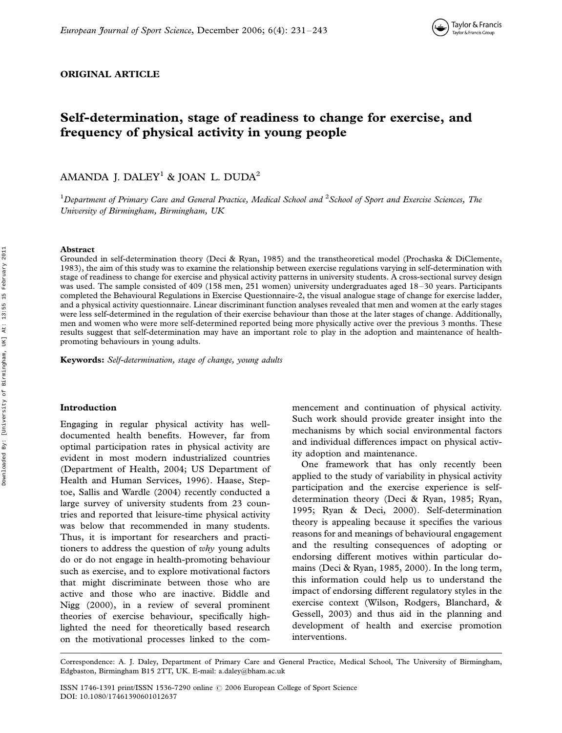ORIGINAL ARTICLE

# Self-determination, stage of readiness to change for exercise, and frequency of physical activity in young people

AMANDA J. DALEY[1] & JOAN L. DUDA[2]

[1]*Department of Primary Care and General Practice, Medical School and* [2]*School of Sport and Exercise Sciences, The University of Birmingham, Birmingham, UK*

## Abstract

Grounded in self-determination theory (Deci & Ryan, 1985) and the transtheoretical model (Prochaska & DiClemente, 1983), the aim of this study was to examine the relationship between exercise regulations varying in self-determination with stage of readiness to change for exercise and physical activity patterns in university students. A cross-sectional survey design was used. The sample consisted of 409 (158 men, 251 women) university undergraduates aged 18–30 years. Participants completed the Behavioural Regulations in Exercise Questionnaire-2, the visual analogue stage of change for exercise ladder, and a physical activity questionnaire. Linear discriminant function analyses revealed that men and women at the early stages were less self-determined in the regulation of their exercise behaviour than those at the later stages of change. Additionally, men and women who were more self-determined reported being more physically active over the previous 3 months. These results suggest that self-determination may have an important role to play in the adoption and maintenance of health-promoting behaviours in young adults.

**Keywords:** *Self-determination, stage of change, young adults*

## Introduction

Engaging in regular physical activity has well-documented health benefits. However, far from optimal participation rates in physical activity are evident in most modern industrialized countries (Department of Health, 2004; US Department of Health and Human Services, 1996). Haase, Steptoe, Sallis and Wardle (2004) recently conducted a large survey of university students from 23 countries and reported that leisure-time physical activity was below that recommended in many students. Thus, it is important for researchers and practitioners to address the question of *why* young adults do or do not engage in health-promoting behaviour such as exercise, and to explore motivational factors that might discriminate between those who are active and those who are inactive. Biddle and Nigg (2000), in a review of several prominent theories of exercise behaviour, specifically highlighted the need for theoretically based research on the motivational processes linked to the commencement and continuation of physical activity. Such work should provide greater insight into the mechanisms by which social environmental factors and individual differences impact on physical activity adoption and maintenance.

One framework that has only recently been applied to the study of variability in physical activity participation and the exercise experience is self-determination theory (Deci & Ryan, 1985; Ryan, 1995; Ryan & Deci, 2000). Self-determination theory is appealing because it specifies the various reasons for and meanings of behavioural engagement and the resulting consequences of adopting or endorsing different motives within particular domains (Deci & Ryan, 1985, 2000). In the long term, this information could help us to understand the impact of endorsing different regulatory styles in the exercise context (Wilson, Rodgers, Blanchard, & Gessell, 2003) and thus aid in the planning and development of health and exercise promotion interventions.

Correspondence: A. J. Daley, Department of Primary Care and General Practice, Medical School, The University of Birmingham, Edgbaston, Birmingham B15 2TT, UK. E-mail: a.daley@bham.ac.uk

ISSN 1746-1391 print/ISSN 1536-7290 online © 2006 European College of Sport Science
DOI: 10.1080/17461390601012637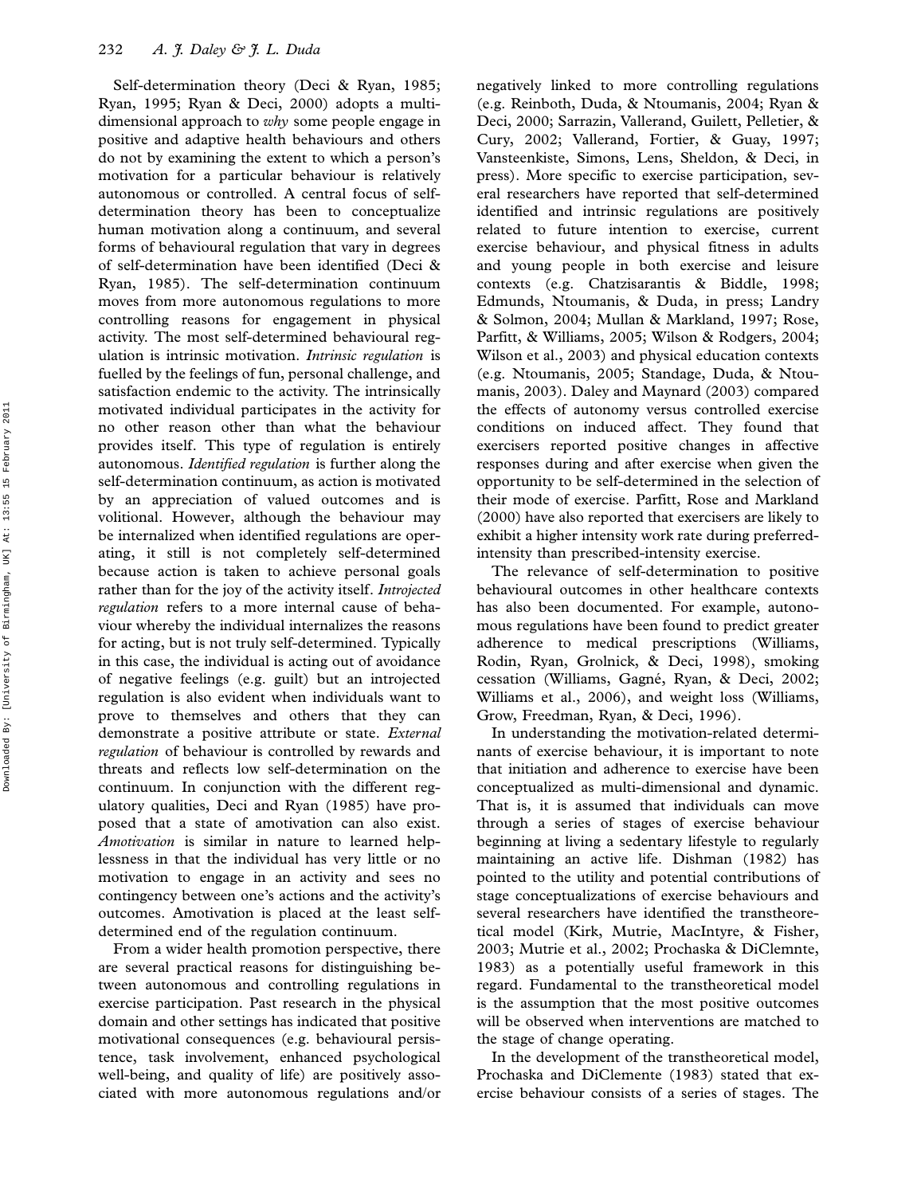Self-determination theory (Deci & Ryan, 1985; Ryan, 1995; Ryan & Deci, 2000) adopts a multi-dimensional approach to *why* some people engage in positive and adaptive health behaviours and others do not by examining the extent to which a person's motivation for a particular behaviour is relatively autonomous or controlled. A central focus of self-determination theory has been to conceptualize human motivation along a continuum, and several forms of behavioural regulation that vary in degrees of self-determination have been identified (Deci & Ryan, 1985). The self-determination continuum moves from more autonomous regulations to more controlling reasons for engagement in physical activity. The most self-determined behavioural regulation is intrinsic motivation. *Intrinsic regulation* is fuelled by the feelings of fun, personal challenge, and satisfaction endemic to the activity. The intrinsically motivated individual participates in the activity for no other reason other than what the behaviour provides itself. This type of regulation is entirely autonomous. *Identified regulation* is further along the self-determination continuum, as action is motivated by an appreciation of valued outcomes and is volitional. However, although the behaviour may be internalized when identified regulations are operating, it still is not completely self-determined because action is taken to achieve personal goals rather than for the joy of the activity itself. *Introjected regulation* refers to a more internal cause of behaviour whereby the individual internalizes the reasons for acting, but is not truly self-determined. Typically in this case, the individual is acting out of avoidance of negative feelings (e.g. guilt) but an introjected regulation is also evident when individuals want to prove to themselves and others that they can demonstrate a positive attribute or state. *External regulation* of behaviour is controlled by rewards and threats and reflects low self-determination on the continuum. In conjunction with the different regulatory qualities, Deci and Ryan (1985) have proposed that a state of amotivation can also exist. *Amotivation* is similar in nature to learned helplessness in that the individual has very little or no motivation to engage in an activity and sees no contingency between one's actions and the activity's outcomes. Amotivation is placed at the least self-determined end of the regulation continuum.

From a wider health promotion perspective, there are several practical reasons for distinguishing between autonomous and controlling regulations in exercise participation. Past research in the physical domain and other settings has indicated that positive motivational consequences (e.g. behavioural persistence, task involvement, enhanced psychological well-being, and quality of life) are positively associated with more autonomous regulations and/or negatively linked to more controlling regulations (e.g. Reinboth, Duda, & Ntoumanis, 2004; Ryan & Deci, 2000; Sarrazin, Vallerand, Guilett, Pelletier, & Cury, 2002; Vallerand, Fortier, & Guay, 1997; Vansteenkiste, Simons, Lens, Sheldon, & Deci, in press). More specific to exercise participation, several researchers have reported that self-determined identified and intrinsic regulations are positively related to future intention to exercise, current exercise behaviour, and physical fitness in adults and young people in both exercise and leisure contexts (e.g. Chatzisarantis & Biddle, 1998; Edmunds, Ntoumanis, & Duda, in press; Landry & Solmon, 2004; Mullan & Markland, 1997; Rose, Parfitt, & Williams, 2005; Wilson & Rodgers, 2004; Wilson et al., 2003) and physical education contexts (e.g. Ntoumanis, 2005; Standage, Duda, & Ntoumanis, 2003). Daley and Maynard (2003) compared the effects of autonomy versus controlled exercise conditions on induced affect. They found that exercisers reported positive changes in affective responses during and after exercise when given the opportunity to be self-determined in the selection of their mode of exercise. Parfitt, Rose and Markland (2000) have also reported that exercisers are likely to exhibit a higher intensity work rate during preferred-intensity than prescribed-intensity exercise.

The relevance of self-determination to positive behavioural outcomes in other healthcare contexts has also been documented. For example, autonomous regulations have been found to predict greater adherence to medical prescriptions (Williams, Rodin, Ryan, Grolnick, & Deci, 1998), smoking cessation (Williams, Gagné, Ryan, & Deci, 2002; Williams et al., 2006), and weight loss (Williams, Grow, Freedman, Ryan, & Deci, 1996).

In understanding the motivation-related determinants of exercise behaviour, it is important to note that initiation and adherence to exercise have been conceptualized as multi-dimensional and dynamic. That is, it is assumed that individuals can move through a series of stages of exercise behaviour beginning at living a sedentary lifestyle to regularly maintaining an active life. Dishman (1982) has pointed to the utility and potential contributions of stage conceptualizations of exercise behaviours and several researchers have identified the transtheoretical model (Kirk, Mutrie, MacIntyre, & Fisher, 2003; Mutrie et al., 2002; Prochaska & DiClemnte, 1983) as a potentially useful framework in this regard. Fundamental to the transtheoretical model is the assumption that the most positive outcomes will be observed when interventions are matched to the stage of change operating.

In the development of the transtheoretical model, Prochaska and DiClemente (1983) stated that exercise behaviour consists of a series of stages. The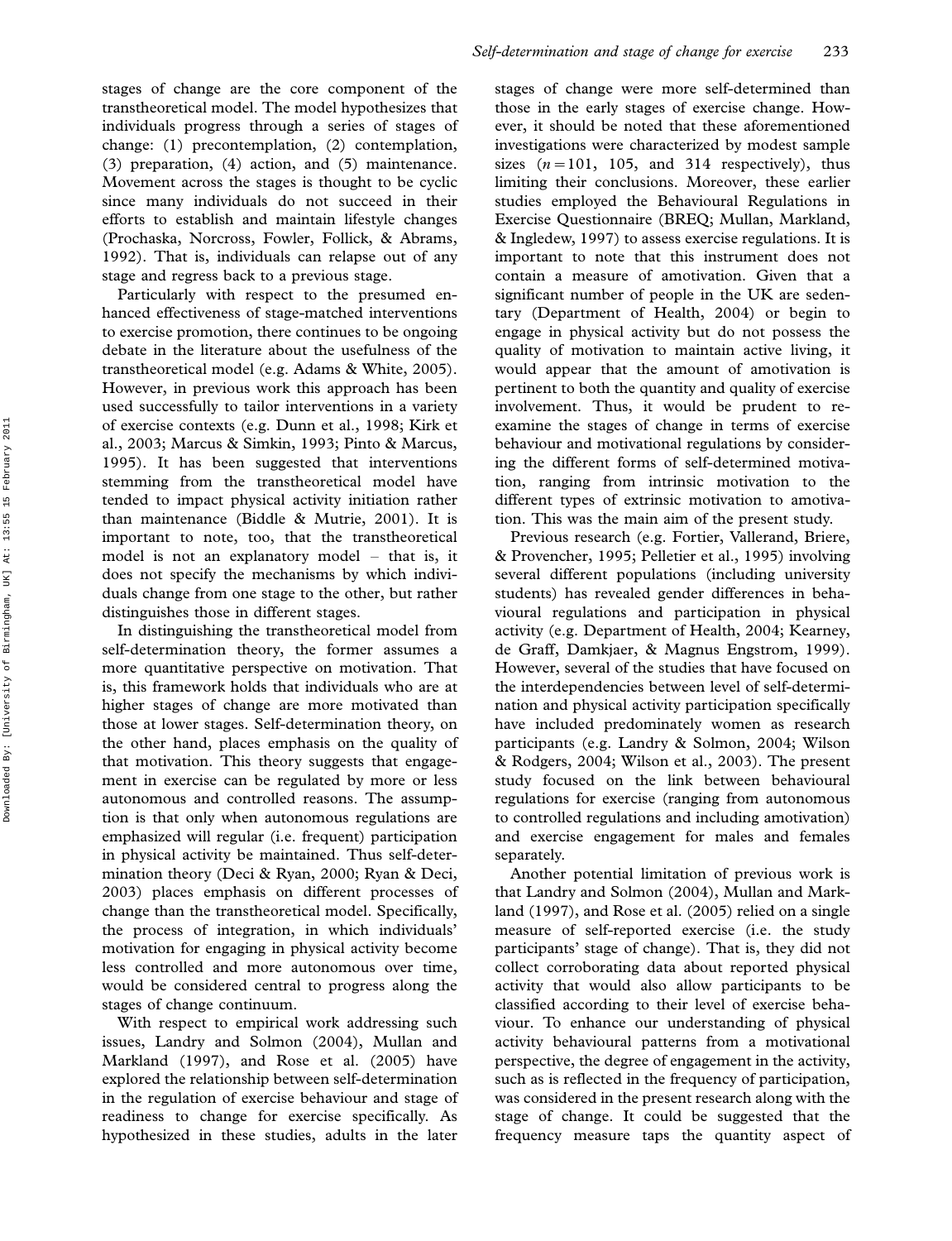stages of change are the core component of the transtheoretical model. The model hypothesizes that individuals progress through a series of stages of change: (1) precontemplation, (2) contemplation, (3) preparation, (4) action, and (5) maintenance. Movement across the stages is thought to be cyclic since many individuals do not succeed in their efforts to establish and maintain lifestyle changes (Prochaska, Norcross, Fowler, Follick, & Abrams, 1992). That is, individuals can relapse out of any stage and regress back to a previous stage.

Particularly with respect to the presumed enhanced effectiveness of stage-matched interventions to exercise promotion, there continues to be ongoing debate in the literature about the usefulness of the transtheoretical model (e.g. Adams & White, 2005). However, in previous work this approach has been used successfully to tailor interventions in a variety of exercise contexts (e.g. Dunn et al., 1998; Kirk et al., 2003; Marcus & Simkin, 1993; Pinto & Marcus, 1995). It has been suggested that interventions stemming from the transtheoretical model have tended to impact physical activity initiation rather than maintenance (Biddle & Mutrie, 2001). It is important to note, too, that the transtheoretical model is not an explanatory model – that is, it does not specify the mechanisms by which individuals change from one stage to the other, but rather distinguishes those in different stages.

In distinguishing the transtheoretical model from self-determination theory, the former assumes a more quantitative perspective on motivation. That is, this framework holds that individuals who are at higher stages of change are more motivated than those at lower stages. Self-determination theory, on the other hand, places emphasis on the quality of that motivation. This theory suggests that engagement in exercise can be regulated by more or less autonomous and controlled reasons. The assumption is that only when autonomous regulations are emphasized will regular (i.e. frequent) participation in physical activity be maintained. Thus self-determination theory (Deci & Ryan, 2000; Ryan & Deci, 2003) places emphasis on different processes of change than the transtheoretical model. Specifically, the process of integration, in which individuals' motivation for engaging in physical activity become less controlled and more autonomous over time, would be considered central to progress along the stages of change continuum.

With respect to empirical work addressing such issues, Landry and Solmon (2004), Mullan and Markland (1997), and Rose et al. (2005) have explored the relationship between self-determination in the regulation of exercise behaviour and stage of readiness to change for exercise specifically. As hypothesized in these studies, adults in the later stages of change were more self-determined than those in the early stages of exercise change. However, it should be noted that these aforementioned investigations were characterized by modest sample sizes ($n = 101$, 105, and 314 respectively), thus limiting their conclusions. Moreover, these earlier studies employed the Behavioural Regulations in Exercise Questionnaire (BREQ; Mullan, Markland, & Ingledew, 1997) to assess exercise regulations. It is important to note that this instrument does not contain a measure of amotivation. Given that a significant number of people in the UK are sedentary (Department of Health, 2004) or begin to engage in physical activity but do not possess the quality of motivation to maintain active living, it would appear that the amount of amotivation is pertinent to both the quantity and quality of exercise involvement. Thus, it would be prudent to re-examine the stages of change in terms of exercise behaviour and motivational regulations by considering the different forms of self-determined motivation, ranging from intrinsic motivation to the different types of extrinsic motivation to amotivation. This was the main aim of the present study.

Previous research (e.g. Fortier, Vallerand, Briere, & Provencher, 1995; Pelletier et al., 1995) involving several different populations (including university students) has revealed gender differences in behavioural regulations and participation in physical activity (e.g. Department of Health, 2004; Kearney, de Graff, Damkjaer, & Magnus Engstrom, 1999). However, several of the studies that have focused on the interdependencies between level of self-determination and physical activity participation specifically have included predominately women as research participants (e.g. Landry & Solmon, 2004; Wilson & Rodgers, 2004; Wilson et al., 2003). The present study focused on the link between behavioural regulations for exercise (ranging from autonomous to controlled regulations and including amotivation) and exercise engagement for males and females separately.

Another potential limitation of previous work is that Landry and Solmon (2004), Mullan and Markland (1997), and Rose et al. (2005) relied on a single measure of self-reported exercise (i.e. the study participants' stage of change). That is, they did not collect corroborating data about reported physical activity that would also allow participants to be classified according to their level of exercise behaviour. To enhance our understanding of physical activity behavioural patterns from a motivational perspective, the degree of engagement in the activity, such as is reflected in the frequency of participation, was considered in the present research along with the stage of change. It could be suggested that the frequency measure taps the quantity aspect of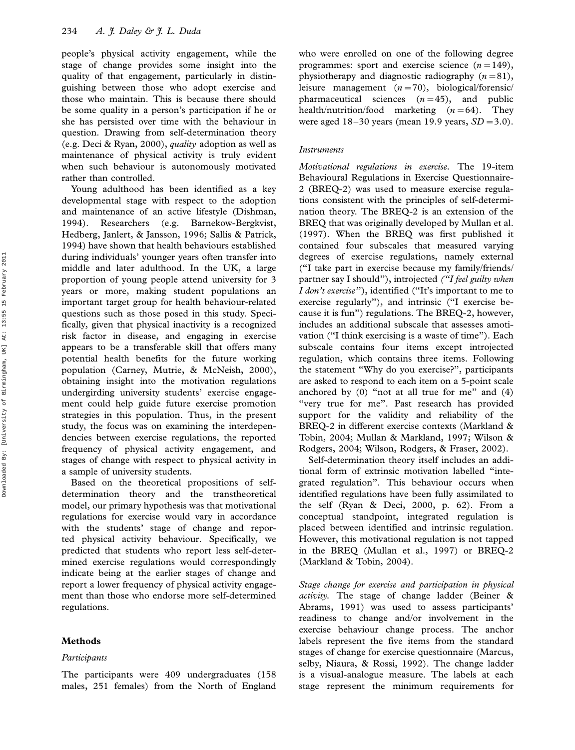people's physical activity engagement, while the stage of change provides some insight into the quality of that engagement, particularly in distinguishing between those who adopt exercise and those who maintain. This is because there should be some quality in a person's participation if he or she has persisted over time with the behaviour in question. Drawing from self-determination theory (e.g. Deci & Ryan, 2000), *quality* adoption as well as maintenance of physical activity is truly evident when such behaviour is autonomously motivated rather than controlled.

Young adulthood has been identified as a key developmental stage with respect to the adoption and maintenance of an active lifestyle (Dishman, 1994). Researchers (e.g. Barnekow-Bergkvist, Hedberg, Janlert, & Jansson, 1996; Sallis & Patrick, 1994) have shown that health behaviours established during individuals' younger years often transfer into middle and later adulthood. In the UK, a large proportion of young people attend university for 3 years or more, making student populations an important target group for health behaviour-related questions such as those posed in this study. Specifically, given that physical inactivity is a recognized risk factor in disease, and engaging in exercise appears to be a transferable skill that offers many potential health benefits for the future working population (Carney, Mutrie, & McNeish, 2000), obtaining insight into the motivation regulations undergirding university students' exercise engagement could help guide future exercise promotion strategies in this population. Thus, in the present study, the focus was on examining the interdependencies between exercise regulations, the reported frequency of physical activity engagement, and stages of change with respect to physical activity in a sample of university students.

Based on the theoretical propositions of self-determination theory and the transtheoretical model, our primary hypothesis was that motivational regulations for exercise would vary in accordance with the students' stage of change and reported physical activity behaviour. Specifically, we predicted that students who report less self-determined exercise regulations would correspondingly indicate being at the earlier stages of change and report a lower frequency of physical activity engagement than those who endorse more self-determined regulations.

## Methods

### *Participants*

The participants were 409 undergraduates (158 males, 251 females) from the North of England who were enrolled on one of the following degree programmes: sport and exercise science ($n = 149$), physiotherapy and diagnostic radiography ($n = 81$), leisure management ($n = 70$), biological/forensic/pharmaceutical sciences ($n = 45$), and public health/nutrition/food marketing ($n = 64$). They were aged 18–30 years (mean 19.9 years, $SD = 3.0$).

### *Instruments*

*Motivational regulations in exercise*. The 19-item Behavioural Regulations in Exercise Questionnaire-2 (BREQ-2) was used to measure exercise regulations consistent with the principles of self-determination theory. The BREQ-2 is an extension of the BREQ that was originally developed by Mullan et al. (1997). When the BREQ was first published it contained four subscales that measured varying degrees of exercise regulations, namely external ("I take part in exercise because my family/friends/partner say I should"), introjected *("I feel guilty when I don't exercise")*, identified ("It's important to me to exercise regularly"), and intrinsic ("I exercise because it is fun") regulations. The BREQ-2, however, includes an additional subscale that assesses amotivation ("I think exercising is a waste of time"). Each subscale contains four items except introjected regulation, which contains three items. Following the statement "Why do you exercise?", participants are asked to respond to each item on a 5-point scale anchored by (0) "not at all true for me" and (4) "very true for me". Past research has provided support for the validity and reliability of the BREQ-2 in different exercise contexts (Markland & Tobin, 2004; Mullan & Markland, 1997; Wilson & Rodgers, 2004; Wilson, Rodgers, & Fraser, 2002).

Self-determination theory itself includes an additional form of extrinsic motivation labelled "integrated regulation". This behaviour occurs when identified regulations have been fully assimilated to the self (Ryan & Deci, 2000, p. 62). From a conceptual standpoint, integrated regulation is placed between identified and intrinsic regulation. However, this motivational regulation is not tapped in the BREQ (Mullan et al., 1997) or BREQ-2 (Markland & Tobin, 2004).

*Stage change for exercise and participation in physical activity*. The stage of change ladder (Beiner & Abrams, 1991) was used to assess participants' readiness to change and/or involvement in the exercise behaviour change process. The anchor labels represent the five items from the standard stages of change for exercise questionnaire (Marcus, selby, Niaura, & Rossi, 1992). The change ladder is a visual-analogue measure. The labels at each stage represent the minimum requirements for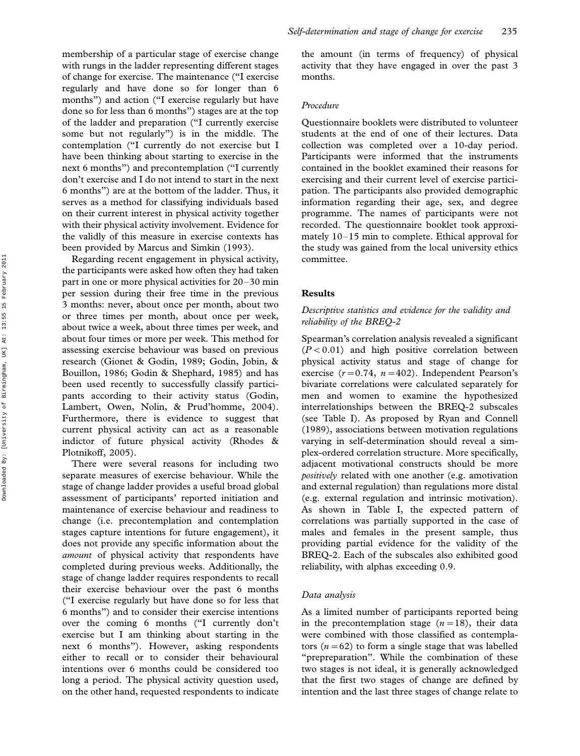membership of a particular stage of exercise change with rungs in the ladder representing different stages of change for exercise. The maintenance ("I exercise regularly and have done so for longer than 6 months") and action ("I exercise regularly but have done so for less than 6 months") stages are at the top of the ladder and preparation ("I currently exercise some but not regularly") is in the middle. The contemplation ("I currently do not exercise but I have been thinking about starting to exercise in the next 6 months") and precontemplation ("I currently don't exercise and I do not intend to start in the next 6 months") are at the bottom of the ladder. Thus, it serves as a method for classifying individuals based on their current interest in physical activity together with their physical activity involvement. Evidence for the validly of this measure in exercise contexts has been provided by Marcus and Simkin (1993).

Regarding recent engagement in physical activity, the participants were asked how often they had taken part in one or more physical activities for 20–30 min per session during their free time in the previous 3 months: never, about once per month, about two or three times per month, about once per week, about twice a week, about three times per week, and about four times or more per week. This method for assessing exercise behaviour was based on previous research (Gionet & Godin, 1989; Godin, Jobin, & Bouillon, 1986; Godin & Shephard, 1985) and has been used recently to successfully classify participants according to their activity status (Godin, Lambert, Owen, Nolin, & Prud'homme, 2004). Furthermore, there is evidence to suggest that current physical activity can act as a reasonable indictor of future physical activity (Rhodes & Plotnikoff, 2005).

There were several reasons for including two separate measures of exercise behaviour. While the stage of change ladder provides a useful broad global assessment of participants' reported initiation and maintenance of exercise behaviour and readiness to change (i.e. precontemplation and contemplation stages capture intentions for future engagement), it does not provide any specific information about the *amount* of physical activity that respondents have completed during previous weeks. Additionally, the stage of change ladder requires respondents to recall their exercise behaviour over the past 6 months ("I exercise regularly but have done so for less that 6 months") and to consider their exercise intentions over the coming 6 months ("I currently don't exercise but I am thinking about starting in the next 6 months"). However, asking respondents either to recall or to consider their behavioural intentions over 6 months could be considered too long a period. The physical activity question used, on the other hand, requested respondents to indicate the amount (in terms of frequency) of physical activity that they have engaged in over the past 3 months.

### *Procedure*

Questionnaire booklets were distributed to volunteer students at the end of one of their lectures. Data collection was completed over a 10-day period. Participants were informed that the instruments contained in the booklet examined their reasons for exercising and their current level of exercise participation. The participants also provided demographic information regarding their age, sex, and degree programme. The names of participants were not recorded. The questionnaire booklet took approximately 10–15 min to complete. Ethical approval for the study was gained from the local university ethics committee.

## Results

### *Descriptive statistics and evidence for the validity and reliability of the BREQ-2*

Spearman's correlation analysis revealed a significant ($P < 0.01$) and high positive correlation between physical activity status and stage of change for exercise ($r = 0.74$, $n = 402$). Independent Pearson's bivariate correlations were calculated separately for men and women to examine the hypothesized interrelationships between the BREQ-2 subscales (see Table I). As proposed by Ryan and Connell (1989), associations between motivation regulations varying in self-determination should reveal a simplex-ordered correlation structure. More specifically, adjacent motivational constructs should be more *positively* related with one another (e.g. amotivation and external regulation) than regulations more distal (e.g. external regulation and intrinsic motivation). As shown in Table I, the expected pattern of correlations was partially supported in the case of males and females in the present sample, thus providing partial evidence for the validity of the BREQ-2. Each of the subscales also exhibited good reliability, with alphas exceeding 0.9.

### *Data analysis*

As a limited number of participants reported being in the precontemplation stage ($n = 18$), their data were combined with those classified as contemplators ($n = 62$) to form a single stage that was labelled "prepreparation". While the combination of these two stages is not ideal, it is generally acknowledged that the first two stages of change are defined by intention and the last three stages of change relate to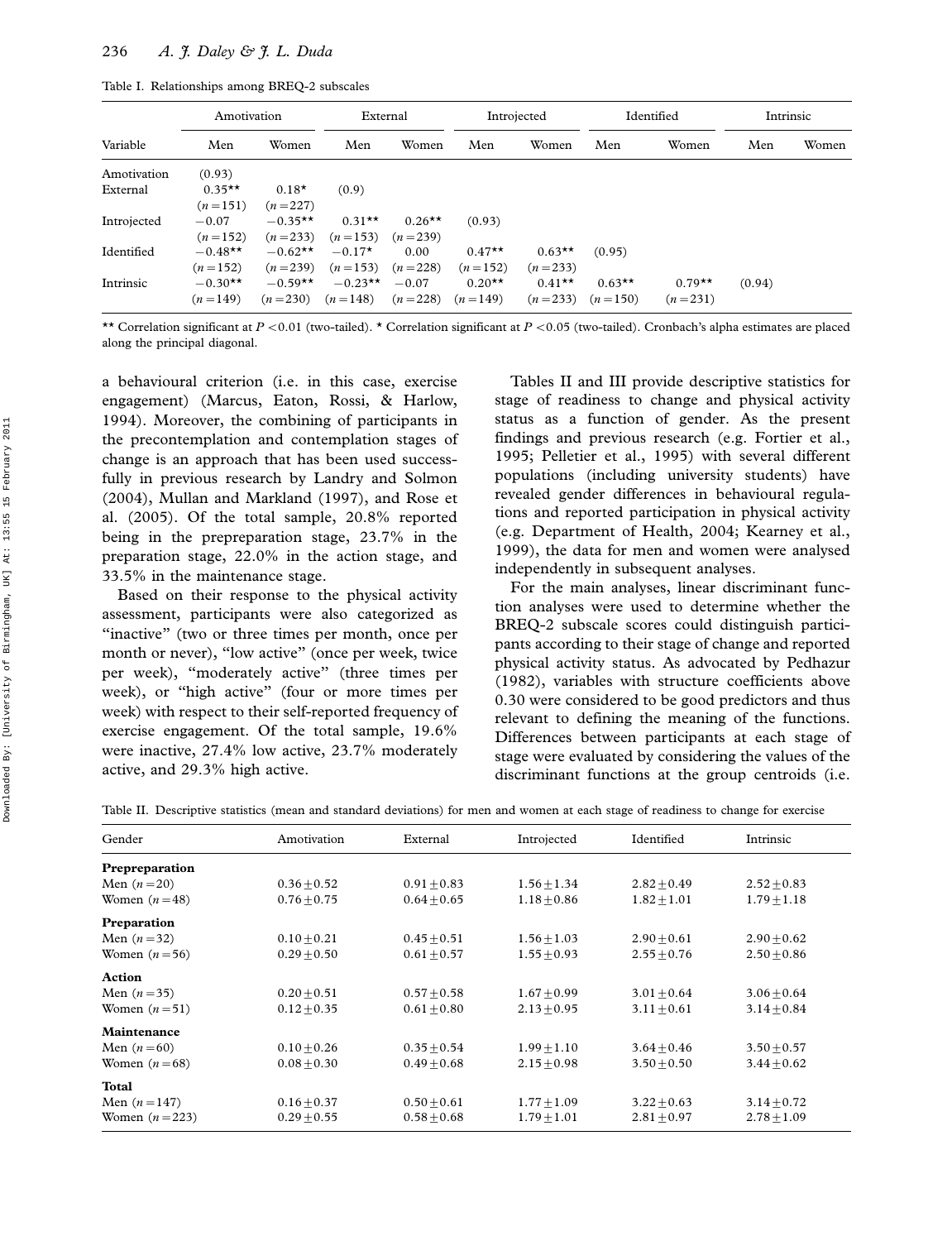Table I. Relationships among BREQ-2 subscales

| | Amotivation | | External | | Introjected | | Identified | | Intrinsic | |
|---|---|---|---|---|---|---|---|---|---|---|
| Variable | Men | Women | Men | Women | Men | Women | Men | Women | Men | Women |
| Amotivation | (0.93) | | | | | | | | | |
| External | 0.35** ($n=151$) | 0.18* ($n=227$) | (0.9) | | | | | | | |
| Introjected | −0.07 ($n=152$) | −0.35** ($n=233$) | 0.31** ($n=153$) | 0.26** ($n=239$) | (0.93) | | | | | |
| Identified | −0.48** ($n=152$) | −0.62** ($n=239$) | −0.17* ($n=153$) | 0.00 ($n=228$) | 0.47** ($n=152$) | 0.63** ($n=233$) | (0.95) | | | |
| Intrinsic | −0.30** ($n=149$) | −0.59** ($n=230$) | −0.23** ($n=148$) | −0.07 ($n=228$) | 0.20** ($n=149$) | 0.41** ($n=233$) | 0.63** ($n=150$) | 0.79** ($n=231$) | (0.94) | |

** Correlation significant at $P<0.01$ (two-tailed). * Correlation significant at $P<0.05$ (two-tailed). Cronbach's alpha estimates are placed along the principal diagonal.

a behavioural criterion (i.e. in this case, exercise engagement) (Marcus, Eaton, Rossi, & Harlow, 1994). Moreover, the combining of participants in the precontemplation and contemplation stages of change is an approach that has been used successfully in previous research by Landry and Solmon (2004), Mullan and Markland (1997), and Rose et al. (2005). Of the total sample, 20.8% reported being in the prepreparation stage, 23.7% in the preparation stage, 22.0% in the action stage, and 33.5% in the maintenance stage.

Based on their response to the physical activity assessment, participants were also categorized as "inactive" (two or three times per month, once per month or never), "low active" (once per week, twice per week), "moderately active" (three times per week), or "high active" (four or more times per week) with respect to their self-reported frequency of exercise engagement. Of the total sample, 19.6% were inactive, 27.4% low active, 23.7% moderately active, and 29.3% high active.

Tables II and III provide descriptive statistics for stage of readiness to change and physical activity status as a function of gender. As the present findings and previous research (e.g. Fortier et al., 1995; Pelletier et al., 1995) with several different populations (including university students) have revealed gender differences in behavioural regulations and reported participation in physical activity (e.g. Department of Health, 2004; Kearney et al., 1999), the data for men and women were analysed independently in subsequent analyses.

For the main analyses, linear discriminant function analyses were used to determine whether the BREQ-2 subscale scores could distinguish participants according to their stage of change and reported physical activity status. As advocated by Pedhazur (1982), variables with structure coefficients above 0.30 were considered to be good predictors and thus relevant to defining the meaning of the functions. Differences between participants at each stage of stage were evaluated by considering the values of the discriminant functions at the group centroids (i.e.

Table II. Descriptive statistics (mean and standard deviations) for men and women at each stage of readiness to change for exercise

| Gender | Amotivation | External | Introjected | Identified | Intrinsic |
|---|---|---|---|---|---|
| **Prepreparation** | | | | | |
| Men ($n=20$) | 0.36±0.52 | 0.91±0.83 | 1.56±1.34 | 2.82±0.49 | 2.52±0.83 |
| Women ($n=48$) | 0.76±0.75 | 0.64±0.65 | 1.18±0.86 | 1.82±1.01 | 1.79±1.18 |
| **Preparation** | | | | | |
| Men ($n=32$) | 0.10±0.21 | 0.45±0.51 | 1.56±1.03 | 2.90±0.61 | 2.90±0.62 |
| Women ($n=56$) | 0.29±0.50 | 0.61±0.57 | 1.55±0.93 | 2.55±0.76 | 2.50±0.86 |
| **Action** | | | | | |
| Men ($n=35$) | 0.20±0.51 | 0.57±0.58 | 1.67±0.99 | 3.01±0.64 | 3.06±0.64 |
| Women ($n=51$) | 0.12±0.35 | 0.61±0.80 | 2.13±0.95 | 3.11±0.61 | 3.14±0.84 |
| **Maintenance** | | | | | |
| Men ($n=60$) | 0.10±0.26 | 0.35±0.54 | 1.99±1.10 | 3.64±0.46 | 3.50±0.57 |
| Women ($n=68$) | 0.08±0.30 | 0.49±0.68 | 2.15±0.98 | 3.50±0.50 | 3.44±0.62 |
| **Total** | | | | | |
| Men ($n=147$) | 0.16±0.37 | 0.50±0.61 | 1.77±1.09 | 3.22±0.63 | 3.14±0.72 |
| Women ($n=223$) | 0.29±0.55 | 0.58±0.68 | 1.79±1.01 | 2.81±0.97 | 2.78±1.09 |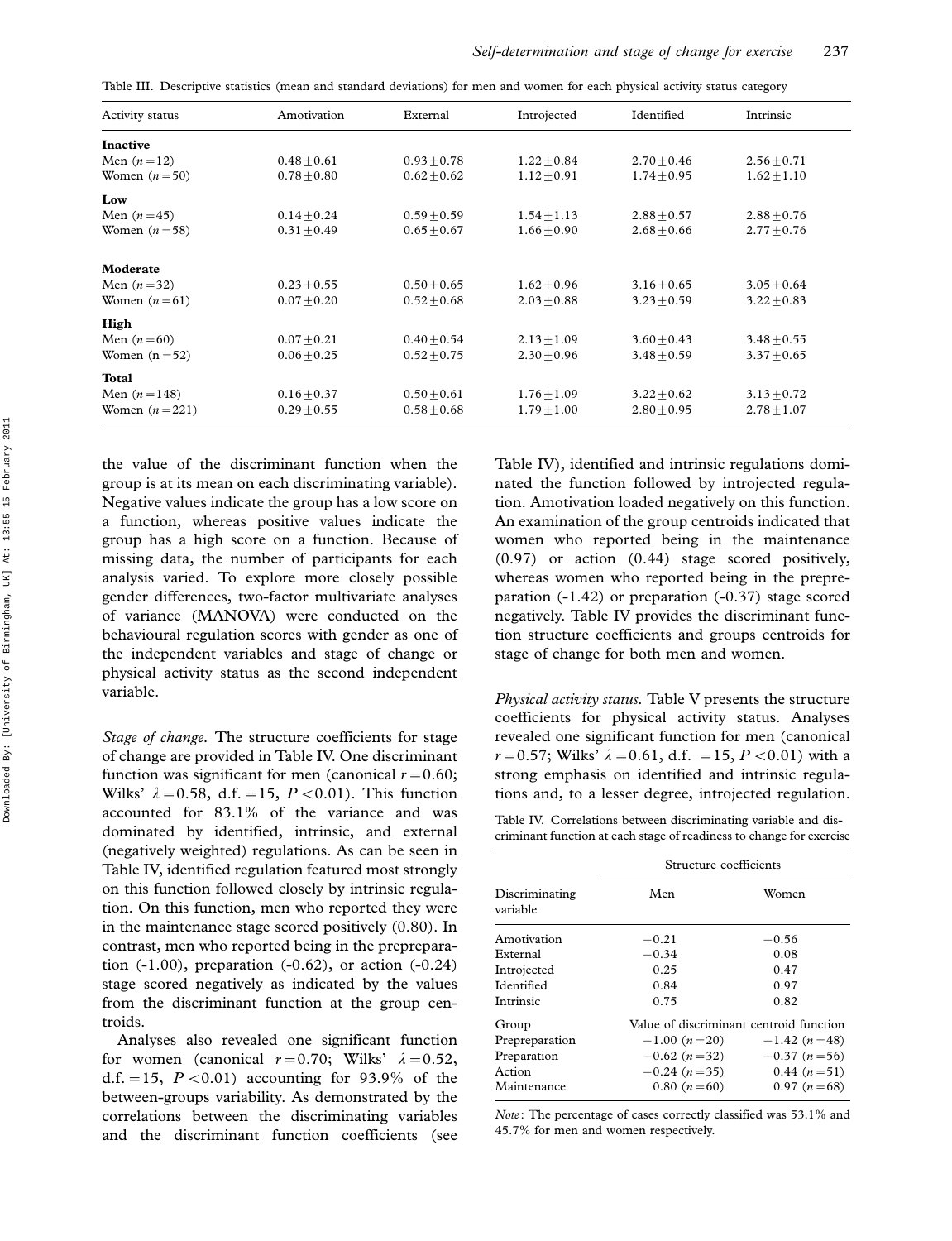Table III. Descriptive statistics (mean and standard deviations) for men and women for each physical activity status category

| Activity status | Amotivation | External | Introjected | Identified | Intrinsic |
|---|---|---|---|---|---|
| **Inactive** | | | | | |
| Men ($n=12$) | $0.48 \pm 0.61$ | $0.93 \pm 0.78$ | $1.22 \pm 0.84$ | $2.70 \pm 0.46$ | $2.56 \pm 0.71$ |
| Women ($n=50$) | $0.78 \pm 0.80$ | $0.62 \pm 0.62$ | $1.12 \pm 0.91$ | $1.74 \pm 0.95$ | $1.62 \pm 1.10$ |
| **Low** | | | | | |
| Men ($n=45$) | $0.14 \pm 0.24$ | $0.59 \pm 0.59$ | $1.54 \pm 1.13$ | $2.88 \pm 0.57$ | $2.88 \pm 0.76$ |
| Women ($n=58$) | $0.31 \pm 0.49$ | $0.65 \pm 0.67$ | $1.66 \pm 0.90$ | $2.68 \pm 0.66$ | $2.77 \pm 0.76$ |
| **Moderate** | | | | | |
| Men ($n=32$) | $0.23 \pm 0.55$ | $0.50 \pm 0.65$ | $1.62 \pm 0.96$ | $3.16 \pm 0.65$ | $3.05 \pm 0.64$ |
| Women ($n=61$) | $0.07 \pm 0.20$ | $0.52 \pm 0.68$ | $2.03 \pm 0.88$ | $3.23 \pm 0.59$ | $3.22 \pm 0.83$ |
| **High** | | | | | |
| Men ($n=60$) | $0.07 \pm 0.21$ | $0.40 \pm 0.54$ | $2.13 \pm 1.09$ | $3.60 \pm 0.43$ | $3.48 \pm 0.55$ |
| Women ($n=52$) | $0.06 \pm 0.25$ | $0.52 \pm 0.75$ | $2.30 \pm 0.96$ | $3.48 \pm 0.59$ | $3.37 \pm 0.65$ |
| **Total** | | | | | |
| Men ($n=148$) | $0.16 \pm 0.37$ | $0.50 \pm 0.61$ | $1.76 \pm 1.09$ | $3.22 \pm 0.62$ | $3.13 \pm 0.72$ |
| Women ($n=221$) | $0.29 \pm 0.55$ | $0.58 \pm 0.68$ | $1.79 \pm 1.00$ | $2.80 \pm 0.95$ | $2.78 \pm 1.07$ |

the value of the discriminant function when the group is at its mean on each discriminating variable). Negative values indicate the group has a low score on a function, whereas positive values indicate the group has a high score on a function. Because of missing data, the number of participants for each analysis varied. To explore more closely possible gender differences, two-factor multivariate analyses of variance (MANOVA) were conducted on the behavioural regulation scores with gender as one of the independent variables and stage of change or physical activity status as the second independent variable.

*Stage of change.* The structure coefficients for stage of change are provided in Table IV. One discriminant function was significant for men (canonical $r=0.60$; Wilks' $\lambda=0.58$, d.f. $=15$, $P<0.01$). This function accounted for 83.1% of the variance and was dominated by identified, intrinsic, and external (negatively weighted) regulations. As can be seen in Table IV, identified regulation featured most strongly on this function followed closely by intrinsic regulation. On this function, men who reported they were in the maintenance stage scored positively (0.80). In contrast, men who reported being in the prepreparation (-1.00), preparation (-0.62), or action (-0.24) stage scored negatively as indicated by the values from the discriminant function at the group centroids.

Analyses also revealed one significant function for women (canonical $r=0.70$; Wilks' $\lambda=0.52$, d.f. $=15$, $P<0.01$) accounting for 93.9% of the between-groups variability. As demonstrated by the correlations between the discriminating variables and the discriminant function coefficients (see Table IV), identified and intrinsic regulations dominated the function followed by introjected regulation. Amotivation loaded negatively on this function. An examination of the group centroids indicated that women who reported being in the maintenance (0.97) or action (0.44) stage scored positively, whereas women who reported being in the prepreparation (-1.42) or preparation (-0.37) stage scored negatively. Table IV provides the discriminant function structure coefficients and groups centroids for stage of change for both men and women.

*Physical activity status.* Table V presents the structure coefficients for physical activity status. Analyses revealed one significant function for men (canonical $r=0.57$; Wilks' $\lambda=0.61$, d.f. $=15$, $P<0.01$) with a strong emphasis on identified and intrinsic regulations and, to a lesser degree, introjected regulation.

Table IV. Correlations between discriminating variable and discriminant function at each stage of readiness to change for exercise

| | Structure coefficients | |
|---|---|---|
| Discriminating variable | Men | Women |
| Amotivation | $-0.21$ | $-0.56$ |
| External | $-0.34$ | 0.08 |
| Introjected | 0.25 | 0.47 |
| Identified | 0.84 | 0.97 |
| Intrinsic | 0.75 | 0.82 |
| Group | Value of discriminant centroid function | |
| Prepreparation | $-1.00$ ($n=20$) | $-1.42$ ($n=48$) |
| Preparation | $-0.62$ ($n=32$) | $-0.37$ ($n=56$) |
| Action | $-0.24$ ($n=35$) | 0.44 ($n=51$) |
| Maintenance | 0.80 ($n=60$) | 0.97 ($n=68$) |

*Note*: The percentage of cases correctly classified was 53.1% and 45.7% for men and women respectively.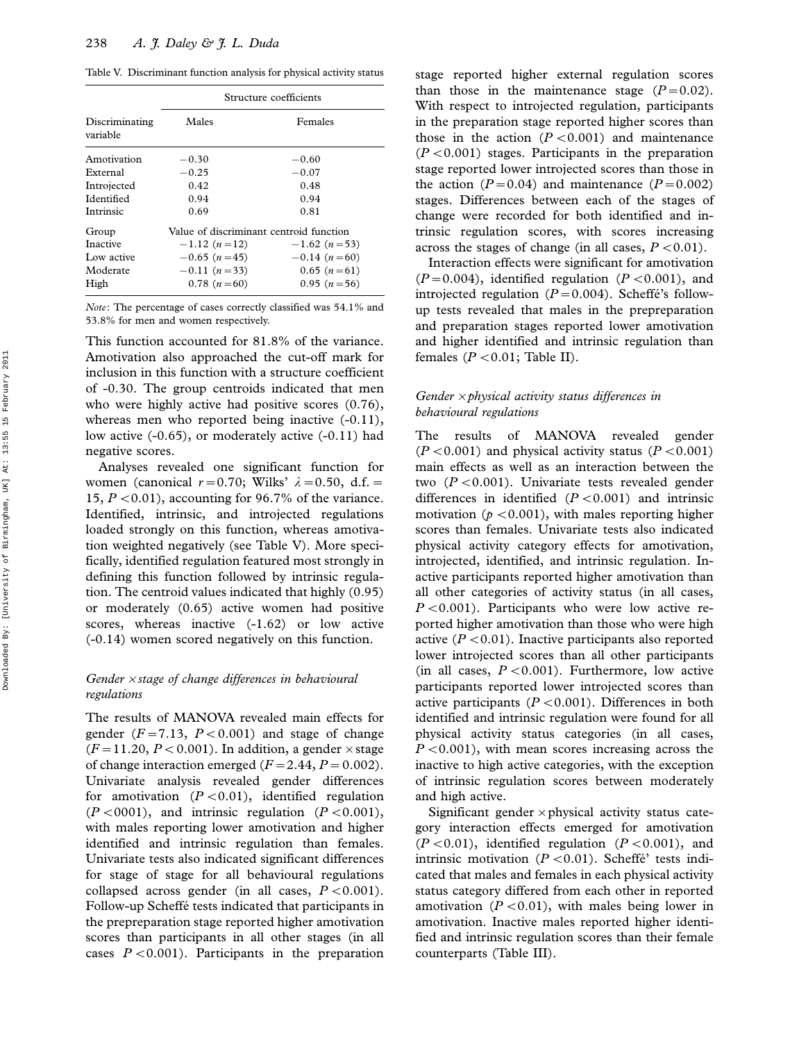Table V. Discriminant function analysis for physical activity status

| Discriminating variable | Structure coefficients | |
|---|---|---|
| | Males | Females |
| Amotivation | −0.30 | −0.60 |
| External | −0.25 | −0.07 |
| Introjected | 0.42 | 0.48 |
| Identified | 0.94 | 0.94 |
| Intrinsic | 0.69 | 0.81 |
| Group | Value of discriminant centroid function | |
| Inactive | −1.12 ($n = 12$) | −1.62 ($n = 53$) |
| Low active | −0.65 ($n = 45$) | −0.14 ($n = 60$) |
| Moderate | −0.11 ($n = 33$) | 0.65 ($n = 61$) |
| High | 0.78 ($n = 60$) | 0.95 ($n = 56$) |

*Note*: The percentage of cases correctly classified was 54.1% and 53.8% for men and women respectively.

This function accounted for 81.8% of the variance. Amotivation also approached the cut-off mark for inclusion in this function with a structure coefficient of -0.30. The group centroids indicated that men who were highly active had positive scores (0.76), whereas men who reported being inactive (-0.11), low active (-0.65), or moderately active (-0.11) had negative scores.

Analyses revealed one significant function for women (canonical $r = 0.70$; Wilks' $\lambda = 0.50$, d.f. = 15, $P < 0.01$), accounting for 96.7% of the variance. Identified, intrinsic, and introjected regulations loaded strongly on this function, whereas amotivation weighted negatively (see Table V). More specifically, identified regulation featured most strongly in defining this function followed by intrinsic regulation. The centroid values indicated that highly (0.95) or moderately (0.65) active women had positive scores, whereas inactive (-1.62) or low active (-0.14) women scored negatively on this function.

### *Gender × stage of change differences in behavioural regulations*

The results of MANOVA revealed main effects for gender ($F = 7.13$, $P < 0.001$) and stage of change ($F = 11.20$, $P < 0.001$). In addition, a gender × stage of change interaction emerged ($F = 2.44$, $P = 0.002$). Univariate analysis revealed gender differences for amotivation ($P < 0.01$), identified regulation ($P < 0001$), and intrinsic regulation ($P < 0.001$), with males reporting lower amotivation and higher identified and intrinsic regulation than females. Univariate tests also indicated significant differences for stage of stage for all behavioural regulations collapsed across gender (in all cases, $P < 0.001$). Follow-up Scheffé tests indicated that participants in the prepreparation stage reported higher amotivation scores than participants in all other stages (in all cases $P < 0.001$). Participants in the preparation stage reported higher external regulation scores than those in the maintenance stage ($P = 0.02$). With respect to introjected regulation, participants in the preparation stage reported higher scores than those in the action ($P < 0.001$) and maintenance ($P < 0.001$) stages. Participants in the preparation stage reported lower introjected scores than those in the action ($P = 0.04$) and maintenance ($P = 0.002$) stages. Differences between each of the stages of change were recorded for both identified and intrinsic regulation scores, with scores increasing across the stages of change (in all cases, $P < 0.01$).

Interaction effects were significant for amotivation ($P = 0.004$), identified regulation ($P < 0.001$), and introjected regulation ($P = 0.004$). Scheffé's follow-up tests revealed that males in the prepreparation and preparation stages reported lower amotivation and higher identified and intrinsic regulation than females ($P < 0.01$; Table II).

### *Gender × physical activity status differences in behavioural regulations*

The results of MANOVA revealed gender ($P < 0.001$) and physical activity status ($P < 0.001$) main effects as well as an interaction between the two ($P < 0.001$). Univariate tests revealed gender differences in identified ($P < 0.001$) and intrinsic motivation ($p < 0.001$), with males reporting higher scores than females. Univariate tests also indicated physical activity category effects for amotivation, introjected, identified, and intrinsic regulation. Inactive participants reported higher amotivation than all other categories of activity status (in all cases, $P < 0.001$). Participants who were low active reported higher amotivation than those who were high active ($P < 0.01$). Inactive participants also reported lower introjected scores than all other participants (in all cases, $P < 0.001$). Furthermore, low active participants reported lower introjected scores than active participants ($P < 0.001$). Differences in both identified and intrinsic regulation were found for all physical activity status categories (in all cases, $P < 0.001$), with mean scores increasing across the inactive to high active categories, with the exception of intrinsic regulation scores between moderately and high active.

Significant gender × physical activity status category interaction effects emerged for amotivation ($P < 0.01$), identified regulation ($P < 0.001$), and intrinsic motivation ($P < 0.01$). Scheffé' tests indicated that males and females in each physical activity status category differed from each other in reported amotivation ($P < 0.01$), with males being lower in amotivation. Inactive males reported higher identified and intrinsic regulation scores than their female counterparts (Table III).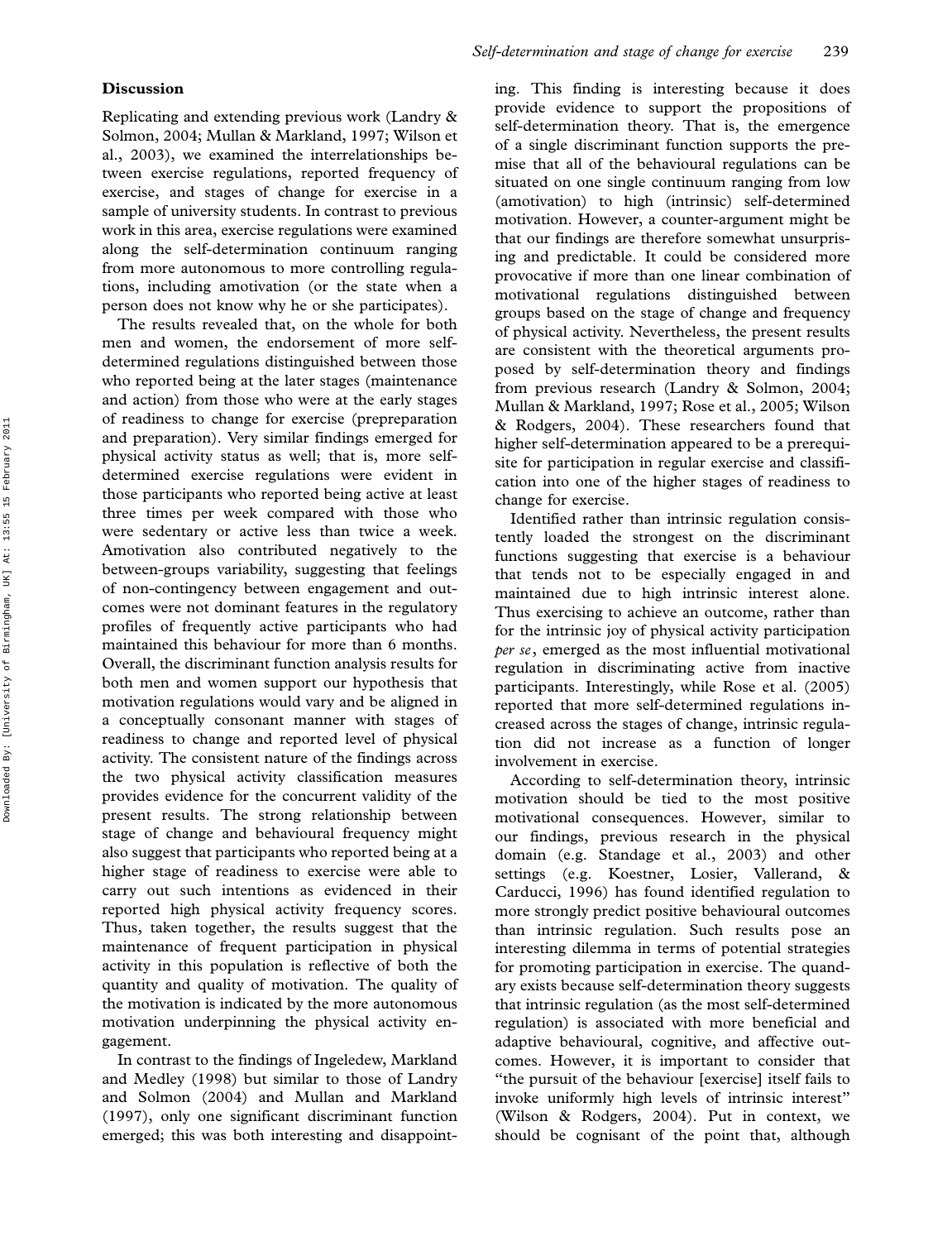## Discussion

Replicating and extending previous work (Landry & Solmon, 2004; Mullan & Markland, 1997; Wilson et al., 2003), we examined the interrelationships between exercise regulations, reported frequency of exercise, and stages of change for exercise in a sample of university students. In contrast to previous work in this area, exercise regulations were examined along the self-determination continuum ranging from more autonomous to more controlling regulations, including amotivation (or the state when a person does not know why he or she participates).

The results revealed that, on the whole for both men and women, the endorsement of more self-determined regulations distinguished between those who reported being at the later stages (maintenance and action) from those who were at the early stages of readiness to change for exercise (prepreparation and preparation). Very similar findings emerged for physical activity status as well; that is, more self-determined exercise regulations were evident in those participants who reported being active at least three times per week compared with those who were sedentary or active less than twice a week. Amotivation also contributed negatively to the between-groups variability, suggesting that feelings of non-contingency between engagement and outcomes were not dominant features in the regulatory profiles of frequently active participants who had maintained this behaviour for more than 6 months. Overall, the discriminant function analysis results for both men and women support our hypothesis that motivation regulations would vary and be aligned in a conceptually consonant manner with stages of readiness to change and reported level of physical activity. The consistent nature of the findings across the two physical activity classification measures provides evidence for the concurrent validity of the present results. The strong relationship between stage of change and behavioural frequency might also suggest that participants who reported being at a higher stage of readiness to exercise were able to carry out such intentions as evidenced in their reported high physical activity frequency scores. Thus, taken together, the results suggest that the maintenance of frequent participation in physical activity in this population is reflective of both the quantity and quality of motivation. The quality of the motivation is indicated by the more autonomous motivation underpinning the physical activity engagement.

In contrast to the findings of Ingeledew, Markland and Medley (1998) but similar to those of Landry and Solmon (2004) and Mullan and Markland (1997), only one significant discriminant function emerged; this was both interesting and disappointing. This finding is interesting because it does provide evidence to support the propositions of self-determination theory. That is, the emergence of a single discriminant function supports the premise that all of the behavioural regulations can be situated on one single continuum ranging from low (amotivation) to high (intrinsic) self-determined motivation. However, a counter-argument might be that our findings are therefore somewhat unsurprising and predictable. It could be considered more provocative if more than one linear combination of motivational regulations distinguished between groups based on the stage of change and frequency of physical activity. Nevertheless, the present results are consistent with the theoretical arguments proposed by self-determination theory and findings from previous research (Landry & Solmon, 2004; Mullan & Markland, 1997; Rose et al., 2005; Wilson & Rodgers, 2004). These researchers found that higher self-determination appeared to be a prerequisite for participation in regular exercise and classification into one of the higher stages of readiness to change for exercise.

Identified rather than intrinsic regulation consistently loaded the strongest on the discriminant functions suggesting that exercise is a behaviour that tends not to be especially engaged in and maintained due to high intrinsic interest alone. Thus exercising to achieve an outcome, rather than for the intrinsic joy of physical activity participation *per se*, emerged as the most influential motivational regulation in discriminating active from inactive participants. Interestingly, while Rose et al. (2005) reported that more self-determined regulations increased across the stages of change, intrinsic regulation did not increase as a function of longer involvement in exercise.

According to self-determination theory, intrinsic motivation should be tied to the most positive motivational consequences. However, similar to our findings, previous research in the physical domain (e.g. Standage et al., 2003) and other settings (e.g. Koestner, Losier, Vallerand, & Carducci, 1996) has found identified regulation to more strongly predict positive behavioural outcomes than intrinsic regulation. Such results pose an interesting dilemma in terms of potential strategies for promoting participation in exercise. The quandary exists because self-determination theory suggests that intrinsic regulation (as the most self-determined regulation) is associated with more beneficial and adaptive behavioural, cognitive, and affective outcomes. However, it is important to consider that "the pursuit of the behaviour [exercise] itself fails to invoke uniformly high levels of intrinsic interest" (Wilson & Rodgers, 2004). Put in context, we should be cognisant of the point that, although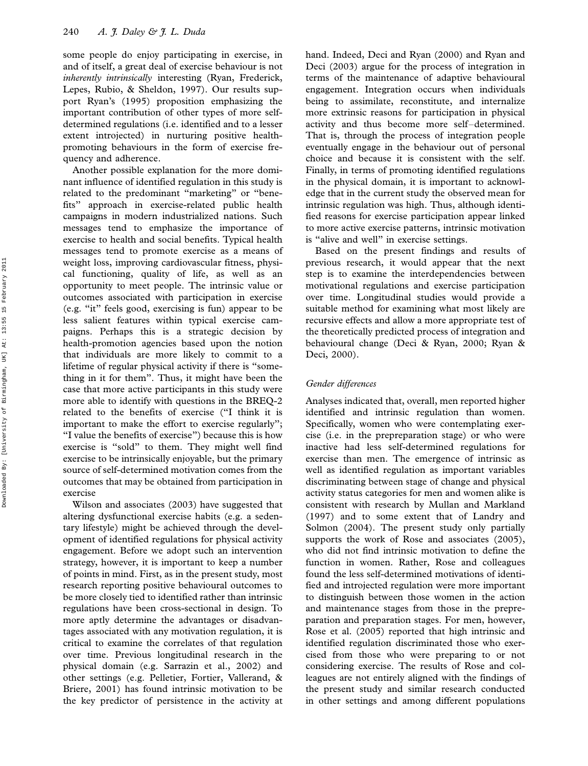some people do enjoy participating in exercise, in and of itself, a great deal of exercise behaviour is not *inherently intrinsically* interesting (Ryan, Frederick, Lepes, Rubio, & Sheldon, 1997). Our results support Ryan's (1995) proposition emphasizing the important contribution of other types of more self-determined regulations (i.e. identified and to a lesser extent introjected) in nurturing positive health-promoting behaviours in the form of exercise frequency and adherence.

Another possible explanation for the more dominant influence of identified regulation in this study is related to the predominant "marketing" or "benefits" approach in exercise-related public health campaigns in modern industrialized nations. Such messages tend to emphasize the importance of exercise to health and social benefits. Typical health messages tend to promote exercise as a means of weight loss, improving cardiovascular fitness, physical functioning, quality of life, as well as an opportunity to meet people. The intrinsic value or outcomes associated with participation in exercise (e.g. "it" feels good, exercising is fun) appear to be less salient features within typical exercise campaigns. Perhaps this is a strategic decision by health-promotion agencies based upon the notion that individuals are more likely to commit to a lifetime of regular physical activity if there is "something in it for them". Thus, it might have been the case that more active participants in this study were more able to identify with questions in the BREQ-2 related to the benefits of exercise ("I think it is important to make the effort to exercise regularly"; "I value the benefits of exercise") because this is how exercise is "sold" to them. They might well find exercise to be intrinsically enjoyable, but the primary source of self-determined motivation comes from the outcomes that may be obtained from participation in exercise

Wilson and associates (2003) have suggested that altering dysfunctional exercise habits (e.g. a sedentary lifestyle) might be achieved through the development of identified regulations for physical activity engagement. Before we adopt such an intervention strategy, however, it is important to keep a number of points in mind. First, as in the present study, most research reporting positive behavioural outcomes to be more closely tied to identified rather than intrinsic regulations have been cross-sectional in design. To more aptly determine the advantages or disadvantages associated with any motivation regulation, it is critical to examine the correlates of that regulation over time. Previous longitudinal research in the physical domain (e.g. Sarrazin et al., 2002) and other settings (e.g. Pelletier, Fortier, Vallerand, & Briere, 2001) has found intrinsic motivation to be the key predictor of persistence in the activity at hand. Indeed, Deci and Ryan (2000) and Ryan and Deci (2003) argue for the process of integration in terms of the maintenance of adaptive behavioural engagement. Integration occurs when individuals being to assimilate, reconstitute, and internalize more extrinsic reasons for participation in physical activity and thus become more self–determined. That is, through the process of integration people eventually engage in the behaviour out of personal choice and because it is consistent with the self. Finally, in terms of promoting identified regulations in the physical domain, it is important to acknowledge that in the current study the observed mean for intrinsic regulation was high. Thus, although identified reasons for exercise participation appear linked to more active exercise patterns, intrinsic motivation is "alive and well" in exercise settings.

Based on the present findings and results of previous research, it would appear that the next step is to examine the interdependencies between motivational regulations and exercise participation over time. Longitudinal studies would provide a suitable method for examining what most likely are recursive effects and allow a more appropriate test of the theoretically predicted process of integration and behavioural change (Deci & Ryan, 2000; Ryan & Deci, 2000).

### *Gender differences*

Analyses indicated that, overall, men reported higher identified and intrinsic regulation than women. Specifically, women who were contemplating exercise (i.e. in the prepreparation stage) or who were inactive had less self-determined regulations for exercise than men. The emergence of intrinsic as well as identified regulation as important variables discriminating between stage of change and physical activity status categories for men and women alike is consistent with research by Mullan and Markland (1997) and to some extent that of Landry and Solmon (2004). The present study only partially supports the work of Rose and associates (2005), who did not find intrinsic motivation to define the function in women. Rather, Rose and colleagues found the less self-determined motivations of identified and introjected regulation were more important to distinguish between those women in the action and maintenance stages from those in the prepreparation and preparation stages. For men, however, Rose et al. (2005) reported that high intrinsic and identified regulation discriminated those who exercised from those who were preparing to or not considering exercise. The results of Rose and colleagues are not entirely aligned with the findings of the present study and similar research conducted in other settings and among different populations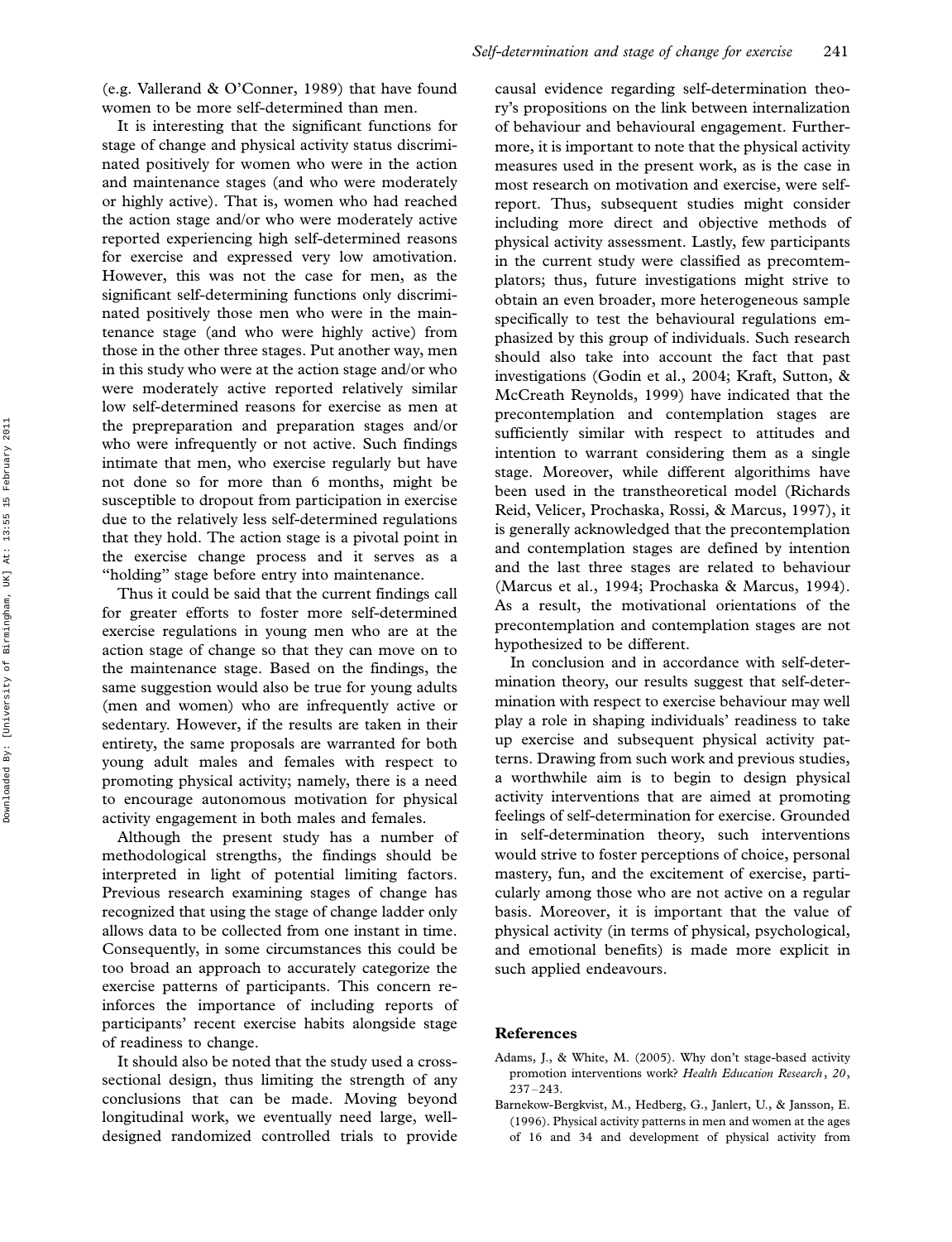(e.g. Vallerand & O'Conner, 1989) that have found women to be more self-determined than men.

It is interesting that the significant functions for stage of change and physical activity status discriminated positively for women who were in the action and maintenance stages (and who were moderately or highly active). That is, women who had reached the action stage and/or who were moderately active reported experiencing high self-determined reasons for exercise and expressed very low amotivation. However, this was not the case for men, as the significant self-determining functions only discriminated positively those men who were in the maintenance stage (and who were highly active) from those in the other three stages. Put another way, men in this study who were at the action stage and/or who were moderately active reported relatively similar low self-determined reasons for exercise as men at the prepreparation and preparation stages and/or who were infrequently or not active. Such findings intimate that men, who exercise regularly but have not done so for more than 6 months, might be susceptible to dropout from participation in exercise due to the relatively less self-determined regulations that they hold. The action stage is a pivotal point in the exercise change process and it serves as a "holding" stage before entry into maintenance.

Thus it could be said that the current findings call for greater efforts to foster more self-determined exercise regulations in young men who are at the action stage of change so that they can move on to the maintenance stage. Based on the findings, the same suggestion would also be true for young adults (men and women) who are infrequently active or sedentary. However, if the results are taken in their entirety, the same proposals are warranted for both young adult males and females with respect to promoting physical activity; namely, there is a need to encourage autonomous motivation for physical activity engagement in both males and females.

Although the present study has a number of methodological strengths, the findings should be interpreted in light of potential limiting factors. Previous research examining stages of change has recognized that using the stage of change ladder only allows data to be collected from one instant in time. Consequently, in some circumstances this could be too broad an approach to accurately categorize the exercise patterns of participants. This concern reinforces the importance of including reports of participants' recent exercise habits alongside stage of readiness to change.

It should also be noted that the study used a cross-sectional design, thus limiting the strength of any conclusions that can be made. Moving beyond longitudinal work, we eventually need large, well-designed randomized controlled trials to provide causal evidence regarding self-determination theory's propositions on the link between internalization of behaviour and behavioural engagement. Furthermore, it is important to note that the physical activity measures used in the present work, as is the case in most research on motivation and exercise, were self-report. Thus, subsequent studies might consider including more direct and objective methods of physical activity assessment. Lastly, few participants in the current study were classified as precomtemplators; thus, future investigations might strive to obtain an even broader, more heterogeneous sample specifically to test the behavioural regulations emphasized by this group of individuals. Such research should also take into account the fact that past investigations (Godin et al., 2004; Kraft, Sutton, & McCreath Reynolds, 1999) have indicated that the precontemplation and contemplation stages are sufficiently similar with respect to attitudes and intention to warrant considering them as a single stage. Moreover, while different algorithims have been used in the transtheoretical model (Richards Reid, Velicer, Prochaska, Rossi, & Marcus, 1997), it is generally acknowledged that the precontemplation and contemplation stages are defined by intention and the last three stages are related to behaviour (Marcus et al., 1994; Prochaska & Marcus, 1994). As a result, the motivational orientations of the precontemplation and contemplation stages are not hypothesized to be different.

In conclusion and in accordance with self-determination theory, our results suggest that self-determination with respect to exercise behaviour may well play a role in shaping individuals' readiness to take up exercise and subsequent physical activity patterns. Drawing from such work and previous studies, a worthwhile aim is to begin to design physical activity interventions that are aimed at promoting feelings of self-determination for exercise. Grounded in self-determination theory, such interventions would strive to foster perceptions of choice, personal mastery, fun, and the excitement of exercise, particularly among those who are not active on a regular basis. Moreover, it is important that the value of physical activity (in terms of physical, psychological, and emotional benefits) is made more explicit in such applied endeavours.

## References

Adams, J., & White, M. (2005). Why don't stage-based activity promotion interventions work? *Health Education Research*, *20*, 237–243.

Barnekow-Bergkvist, M., Hedberg, G., Janlert, U., & Jansson, E. (1996). Physical activity patterns in men and women at the ages of 16 and 34 and development of physical activity from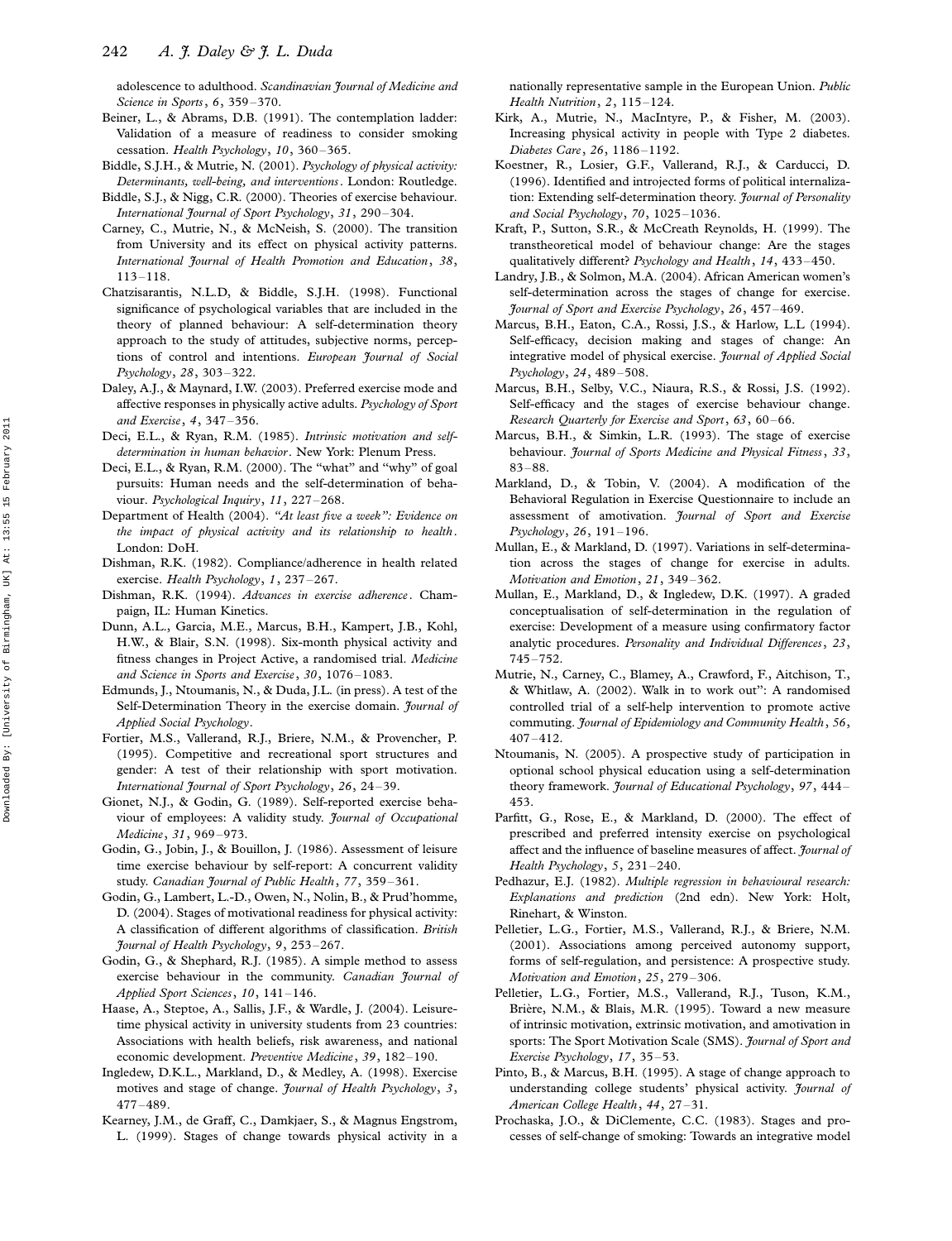adolescence to adulthood. *Scandinavian Journal of Medicine and Science in Sports*, *6*, 359–370.

Beiner, L., & Abrams, D.B. (1991). The contemplation ladder: Validation of a measure of readiness to consider smoking cessation. *Health Psychology*, *10*, 360–365.

Biddle, S.J.H., & Mutrie, N. (2001). *Psychology of physical activity: Determinants, well-being, and interventions*. London: Routledge.

Biddle, S.J., & Nigg, C.R. (2000). Theories of exercise behaviour. *International Journal of Sport Psychology*, *31*, 290–304.

Carney, C., Mutrie, N., & McNeish, S. (2000). The transition from University and its effect on physical activity patterns. *International Journal of Health Promotion and Education*, *38*, 113–118.

Chatzisarantis, N.L.D, & Biddle, S.J.H. (1998). Functional significance of psychological variables that are included in the theory of planned behaviour: A self-determination theory approach to the study of attitudes, subjective norms, perceptions of control and intentions. *European Journal of Social Psychology*, *28*, 303–322.

Daley, A.J., & Maynard, I.W. (2003). Preferred exercise mode and affective responses in physically active adults. *Psychology of Sport and Exercise*, *4*, 347–356.

Deci, E.L., & Ryan, R.M. (1985). *Intrinsic motivation and self-determination in human behavior*. New York: Plenum Press.

Deci, E.L., & Ryan, R.M. (2000). The "what" and "why" of goal pursuits: Human needs and the self-determination of behaviour. *Psychological Inquiry*, *11*, 227–268.

Department of Health (2004). *"At least five a week": Evidence on the impact of physical activity and its relationship to health*. London: DoH.

Dishman, R.K. (1982). Compliance/adherence in health related exercise. *Health Psychology*, *1*, 237–267.

Dishman, R.K. (1994). *Advances in exercise adherence*. Champaign, IL: Human Kinetics.

Dunn, A.L., Garcia, M.E., Marcus, B.H., Kampert, J.B., Kohl, H.W., & Blair, S.N. (1998). Six-month physical activity and fitness changes in Project Active, a randomised trial. *Medicine and Science in Sports and Exercise*, *30*, 1076–1083.

Edmunds, J., Ntoumanis, N., & Duda, J.L. (in press). A test of the Self-Determination Theory in the exercise domain. *Journal of Applied Social Psychology*.

Fortier, M.S., Vallerand, R.J., Briere, N.M., & Provencher, P. (1995). Competitive and recreational sport structures and gender: A test of their relationship with sport motivation. *International Journal of Sport Psychology*, *26*, 24–39.

Gionet, N.J., & Godin, G. (1989). Self-reported exercise behaviour of employees: A validity study. *Journal of Occupational Medicine*, *31*, 969–973.

Godin, G., Jobin, J., & Bouillon, J. (1986). Assessment of leisure time exercise behaviour by self-report: A concurrent validity study. *Canadian Journal of Public Health*, *77*, 359–361.

Godin, G., Lambert, L.-D., Owen, N., Nolin, B., & Prud'homme, D. (2004). Stages of motivational readiness for physical activity: A classification of different algorithms of classification. *British Journal of Health Psychology*, *9*, 253–267.

Godin, G., & Shephard, R.J. (1985). A simple method to assess exercise behaviour in the community. *Canadian Journal of Applied Sport Sciences*, *10*, 141–146.

Haase, A., Steptoe, A., Sallis, J.F., & Wardle, J. (2004). Leisure-time physical activity in university students from 23 countries: Associations with health beliefs, risk awareness, and national economic development. *Preventive Medicine*, *39*, 182–190.

Ingledew, D.K.L., Markland, D., & Medley, A. (1998). Exercise motives and stage of change. *Journal of Health Psychology*, *3*, 477–489.

Kearney, J.M., de Graff, C., Damkjaer, S., & Magnus Engstrom, L. (1999). Stages of change towards physical activity in a nationally representative sample in the European Union. *Public Health Nutrition*, *2*, 115–124.

Kirk, A., Mutrie, N., MacIntyre, P., & Fisher, M. (2003). Increasing physical activity in people with Type 2 diabetes. *Diabetes Care*, *26*, 1186–1192.

Koestner, R., Losier, G.F., Vallerand, R.J., & Carducci, D. (1996). Identified and introjected forms of political internalization: Extending self-determination theory. *Journal of Personality and Social Psychology*, *70*, 1025–1036.

Kraft, P., Sutton, S.R., & McCreath Reynolds, H. (1999). The transtheoretical model of behaviour change: Are the stages qualitatively different? *Psychology and Health*, *14*, 433–450.

Landry, J.B., & Solmon, M.A. (2004). African American women's self-determination across the stages of change for exercise. *Journal of Sport and Exercise Psychology*, *26*, 457–469.

Marcus, B.H., Eaton, C.A., Rossi, J.S., & Harlow, L.L (1994). Self-efficacy, decision making and stages of change: An integrative model of physical exercise. *Journal of Applied Social Psychology*, *24*, 489–508.

Marcus, B.H., Selby, V.C., Niaura, R.S., & Rossi, J.S. (1992). Self-efficacy and the stages of exercise behaviour change. *Research Quarterly for Exercise and Sport*, *63*, 60–66.

Marcus, B.H., & Simkin, L.R. (1993). The stage of exercise behaviour. *Journal of Sports Medicine and Physical Fitness*, *33*, 83–88.

Markland, D., & Tobin, V. (2004). A modification of the Behavioral Regulation in Exercise Questionnaire to include an assessment of amotivation. *Journal of Sport and Exercise Psychology*, *26*, 191–196.

Mullan, E., & Markland, D. (1997). Variations in self-determination across the stages of change for exercise in adults. *Motivation and Emotion*, *21*, 349–362.

Mullan, E., Markland, D., & Ingledew, D.K. (1997). A graded conceptualisation of self-determination in the regulation of exercise: Development of a measure using confirmatory factor analytic procedures. *Personality and Individual Differences*, *23*, 745–752.

Mutrie, N., Carney, C., Blamey, A., Crawford, F., Aitchison, T., & Whitlaw, A. (2002). Walk in to work out": A randomised controlled trial of a self-help intervention to promote active commuting. *Journal of Epidemiology and Community Health*, *56*, 407–412.

Ntoumanis, N. (2005). A prospective study of participation in optional school physical education using a self-determination theory framework. *Journal of Educational Psychology*, *97*, 444–453.

Parfitt, G., Rose, E., & Markland, D. (2000). The effect of prescribed and preferred intensity exercise on psychological affect and the influence of baseline measures of affect. *Journal of Health Psychology*, *5*, 231–240.

Pedhazur, E.J. (1982). *Multiple regression in behavioural research: Explanations and prediction* (2nd edn). New York: Holt, Rinehart, & Winston.

Pelletier, L.G., Fortier, M.S., Vallerand, R.J., & Briere, N.M. (2001). Associations among perceived autonomy support, forms of self-regulation, and persistence: A prospective study. *Motivation and Emotion*, *25*, 279–306.

Pelletier, L.G., Fortier, M.S., Vallerand, R.J., Tuson, K.M., Brière, N.M., & Blais, M.R. (1995). Toward a new measure of intrinsic motivation, extrinsic motivation, and amotivation in sports: The Sport Motivation Scale (SMS). *Journal of Sport and Exercise Psychology*, *17*, 35–53.

Pinto, B., & Marcus, B.H. (1995). A stage of change approach to understanding college students' physical activity. *Journal of American College Health*, *44*, 27–31.

Prochaska, J.O., & DiClemente, C.C. (1983). Stages and processes of self-change of smoking: Towards an integrative model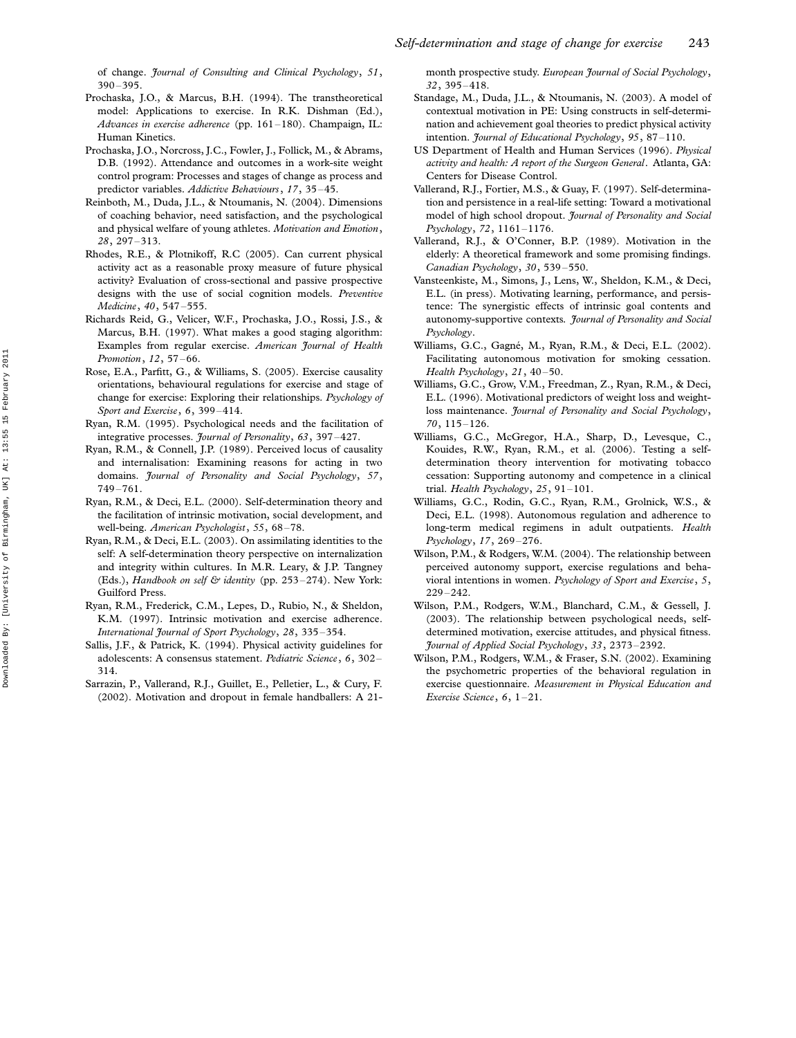of change. *Journal of Consulting and Clinical Psychology*, *51*, 390–395.

Prochaska, J.O., & Marcus, B.H. (1994). The transtheoretical model: Applications to exercise. In R.K. Dishman (Ed.), *Advances in exercise adherence* (pp. 161–180). Champaign, IL: Human Kinetics.

Prochaska, J.O., Norcross, J.C., Fowler, J., Follick, M., & Abrams, D.B. (1992). Attendance and outcomes in a work-site weight control program: Processes and stages of change as process and predictor variables. *Addictive Behaviours*, *17*, 35–45.

Reinboth, M., Duda, J.L., & Ntoumanis, N. (2004). Dimensions of coaching behavior, need satisfaction, and the psychological and physical welfare of young athletes. *Motivation and Emotion*, *28*, 297–313.

Rhodes, R.E., & Plotnikoff, R.C (2005). Can current physical activity act as a reasonable proxy measure of future physical activity? Evaluation of cross-sectional and passive prospective designs with the use of social cognition models. *Preventive Medicine*, *40*, 547–555.

Richards Reid, G., Velicer, W.F., Prochaska, J.O., Rossi, J.S., & Marcus, B.H. (1997). What makes a good staging algorithm: Examples from regular exercise. *American Journal of Health Promotion*, *12*, 57–66.

Rose, E.A., Parfitt, G., & Williams, S. (2005). Exercise causality orientations, behavioural regulations for exercise and stage of change for exercise: Exploring their relationships. *Psychology of Sport and Exercise*, *6*, 399–414.

Ryan, R.M. (1995). Psychological needs and the facilitation of integrative processes. *Journal of Personality*, *63*, 397–427.

Ryan, R.M., & Connell, J.P. (1989). Perceived locus of causality and internalisation: Examining reasons for acting in two domains. *Journal of Personality and Social Psychology*, *57*, 749–761.

Ryan, R.M., & Deci, E.L. (2000). Self-determination theory and the facilitation of intrinsic motivation, social development, and well-being. *American Psychologist*, *55*, 68–78.

Ryan, R.M., & Deci, E.L. (2003). On assimilating identities to the self: A self-determination theory perspective on internalization and integrity within cultures. In M.R. Leary, & J.P. Tangney (Eds.), *Handbook on self & identity* (pp. 253–274). New York: Guilford Press.

Ryan, R.M., Frederick, C.M., Lepes, D., Rubio, N., & Sheldon, K.M. (1997). Intrinsic motivation and exercise adherence. *International Journal of Sport Psychology*, *28*, 335–354.

Sallis, J.F., & Patrick, K. (1994). Physical activity guidelines for adolescents: A consensus statement. *Pediatric Science*, *6*, 302–314.

Sarrazin, P., Vallerand, R.J., Guillet, E., Pelletier, L., & Cury, F. (2002). Motivation and dropout in female handballers: A 21-month prospective study. *European Journal of Social Psychology*, *32*, 395–418.

Standage, M., Duda, J.L., & Ntoumanis, N. (2003). A model of contextual motivation in PE: Using constructs in self-determination and achievement goal theories to predict physical activity intention. *Journal of Educational Psychology*, *95*, 87–110.

US Department of Health and Human Services (1996). *Physical activity and health: A report of the Surgeon General*. Atlanta, GA: Centers for Disease Control.

Vallerand, R.J., Fortier, M.S., & Guay, F. (1997). Self-determination and persistence in a real-life setting: Toward a motivational model of high school dropout. *Journal of Personality and Social Psychology*, *72*, 1161–1176.

Vallerand, R.J., & O'Conner, B.P. (1989). Motivation in the elderly: A theoretical framework and some promising findings. *Canadian Psychology*, *30*, 539–550.

Vansteenkiste, M., Simons, J., Lens, W., Sheldon, K.M., & Deci, E.L. (in press). Motivating learning, performance, and persistence: The synergistic effects of intrinsic goal contents and autonomy-supportive contexts. *Journal of Personality and Social Psychology*.

Williams, G.C., Gagné, M., Ryan, R.M., & Deci, E.L. (2002). Facilitating autonomous motivation for smoking cessation. *Health Psychology*, *21*, 40–50.

Williams, G.C., Grow, V.M., Freedman, Z., Ryan, R.M., & Deci, E.L. (1996). Motivational predictors of weight loss and weight-loss maintenance. *Journal of Personality and Social Psychology*, *70*, 115–126.

Williams, G.C., McGregor, H.A., Sharp, D., Levesque, C., Kouides, R.W., Ryan, R.M., et al. (2006). Testing a self-determination theory intervention for motivating tobacco cessation: Supporting autonomy and competence in a clinical trial. *Health Psychology*, *25*, 91–101.

Williams, G.C., Rodin, G.C., Ryan, R.M., Grolnick, W.S., & Deci, E.L. (1998). Autonomous regulation and adherence to long-term medical regimens in adult outpatients. *Health Psychology*, *17*, 269–276.

Wilson, P.M., & Rodgers, W.M. (2004). The relationship between perceived autonomy support, exercise regulations and behavioral intentions in women. *Psychology of Sport and Exercise*, *5*, 229–242.

Wilson, P.M., Rodgers, W.M., Blanchard, C.M., & Gessell, J. (2003). The relationship between psychological needs, self-determined motivation, exercise attitudes, and physical fitness. *Journal of Applied Social Psychology*, *33*, 2373–2392.

Wilson, P.M., Rodgers, W.M., & Fraser, S.N. (2002). Examining the psychometric properties of the behavioral regulation in exercise questionnaire. *Measurement in Physical Education and Exercise Science*, *6*, 1–21.